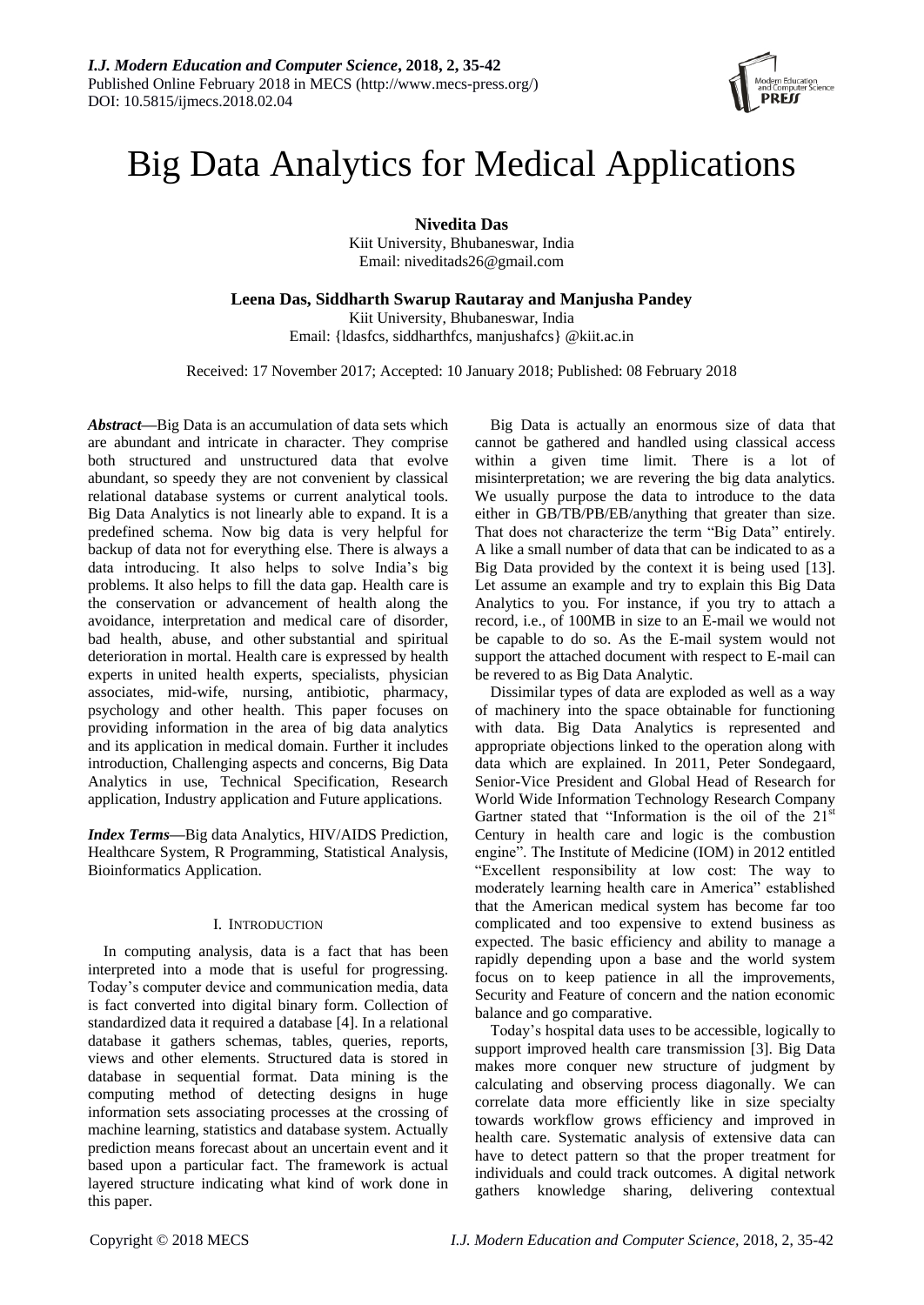# Big Data Analytics for Medical Applications

**Nivedita Das**
Kiit University, Bhubaneswar, India
Email: niveditads26@gmail.com

**Leena Das, Siddharth Swarup Rautaray and Manjusha Pandey**
Kiit University, Bhubaneswar, India
Email: {ldasfcs, siddharthfcs, manjushafcs} @kiit.ac.in

Received: 17 November 2017; Accepted: 10 January 2018; Published: 08 February 2018

***Abstract*—**Big Data is an accumulation of data sets which are abundant and intricate in character. They comprise both structured and unstructured data that evolve abundant, so speedy they are not convenient by classical relational database systems or current analytical tools. Big Data Analytics is not linearly able to expand. It is a predefined schema. Now big data is very helpful for backup of data not for everything else. There is always a data introducing. It also helps to solve India's big problems. It also helps to fill the data gap. Health care is the conservation or advancement of health along the avoidance, interpretation and medical care of disorder, bad health, abuse, and other substantial and spiritual deterioration in mortal. Health care is expressed by health experts in united health experts, specialists, physician associates, mid-wife, nursing, antibiotic, pharmacy, psychology and other health. This paper focuses on providing information in the area of big data analytics and its application in medical domain. Further it includes introduction, Challenging aspects and concerns, Big Data Analytics in use, Technical Specification, Research application, Industry application and Future applications.

***Index Terms*—**Big data Analytics, HIV/AIDS Prediction, Healthcare System, R Programming, Statistical Analysis, Bioinformatics Application.

## I. Introduction

In computing analysis, data is a fact that has been interpreted into a mode that is useful for progressing. Today's computer device and communication media, data is fact converted into digital binary form. Collection of standardized data it required a database [4]. In a relational database it gathers schemas, tables, queries, reports, views and other elements. Structured data is stored in database in sequential format. Data mining is the computing method of detecting designs in huge information sets associating processes at the crossing of machine learning, statistics and database system. Actually prediction means forecast about an uncertain event and it based upon a particular fact. The framework is actual layered structure indicating what kind of work done in this paper.

Big Data is actually an enormous size of data that cannot be gathered and handled using classical access within a given time limit. There is a lot of misinterpretation; we are revering the big data analytics. We usually purpose the data to introduce to the data either in GB/TB/PB/EB/anything that greater than size. That does not characterize the term "Big Data" entirely. A like a small number of data that can be indicated to as a Big Data provided by the context it is being used [13]. Let assume an example and try to explain this Big Data Analytics to you. For instance, if you try to attach a record, i.e., of 100MB in size to an E-mail we would not be capable to do so. As the E-mail system would not support the attached document with respect to E-mail can be revered to as Big Data Analytic.

Dissimilar types of data are exploded as well as a way of machinery into the space obtainable for functioning with data. Big Data Analytics is represented and appropriate objections linked to the operation along with data which are explained. In 2011, Peter Sondegaard, Senior-Vice President and Global Head of Research for World Wide Information Technology Research Company Gartner stated that "Information is the oil of the 21$^{st}$ Century in health care and logic is the combustion engine". The Institute of Medicine (IOM) in 2012 entitled "Excellent responsibility at low cost: The way to moderately learning health care in America" established that the American medical system has become far too complicated and too expensive to extend business as expected. The basic efficiency and ability to manage a rapidly depending upon a base and the world system focus on to keep patience in all the improvements, Security and Feature of concern and the nation economic balance and go comparative.

Today's hospital data uses to be accessible, logically to support improved health care transmission [3]. Big Data makes more conquer new structure of judgment by calculating and observing process diagonally. We can correlate data more efficiently like in size specialty towards workflow grows efficiency and improved in health care. Systematic analysis of extensive data can have to detect pattern so that the proper treatment for individuals and could track outcomes. A digital network gathers knowledge sharing, delivering contextual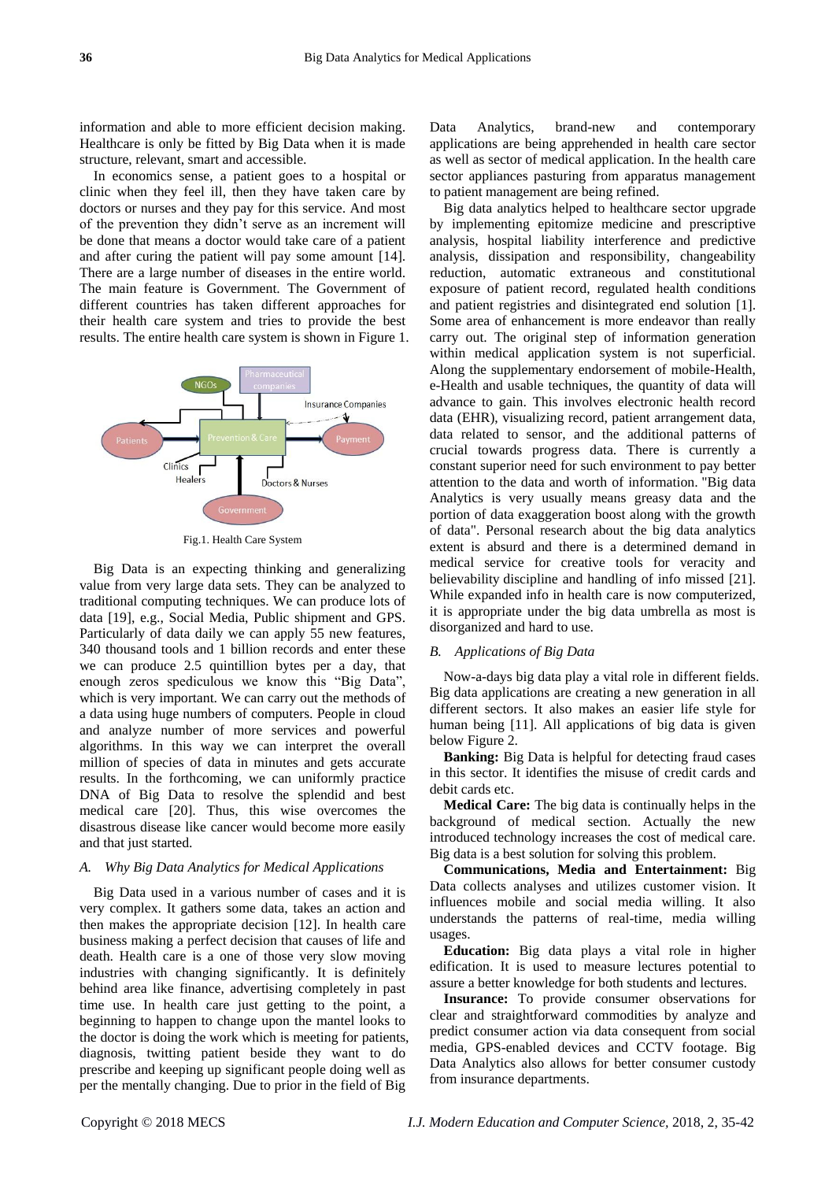information and able to more efficient decision making. Healthcare is only be fitted by Big Data when it is made structure, relevant, smart and accessible.

In economics sense, a patient goes to a hospital or clinic when they feel ill, then they have taken care by doctors or nurses and they pay for this service. And most of the prevention they didn't serve as an increment will be done that means a doctor would take care of a patient and after curing the patient will pay some amount [14]. There are a large number of diseases in the entire world. The main feature is Government. The Government of different countries has taken different approaches for their health care system and tries to provide the best results. The entire health care system is shown in Figure 1.

Fig.1. Health Care System

Big Data is an expecting thinking and generalizing value from very large data sets. They can be analyzed to traditional computing techniques. We can produce lots of data [19], e.g., Social Media, Public shipment and GPS. Particularly of data daily we can apply 55 new features, 340 thousand tools and 1 billion records and enter these we can produce 2.5 quintillion bytes per a day, that enough zeros spediculous we know this "Big Data", which is very important. We can carry out the methods of a data using huge numbers of computers. People in cloud and analyze number of more services and powerful algorithms. In this way we can interpret the overall million of species of data in minutes and gets accurate results. In the forthcoming, we can uniformly practice DNA of Big Data to resolve the splendid and best medical care [20]. Thus, this wise overcomes the disastrous disease like cancer would become more easily and that just started.

### *A. Why Big Data Analytics for Medical Applications*

Big Data used in a various number of cases and it is very complex. It gathers some data, takes an action and then makes the appropriate decision [12]. In health care business making a perfect decision that causes of life and death. Health care is a one of those very slow moving industries with changing significantly. It is definitely behind area like finance, advertising completely in past time use. In health care just getting to the point, a beginning to happen to change upon the mantel looks to the doctor is doing the work which is meeting for patients, diagnosis, twitting patient beside they want to do prescribe and keeping up significant people doing well as per the mentally changing. Due to prior in the field of Big Data Analytics, brand-new and contemporary applications are being apprehended in health care sector as well as sector of medical application. In the health care sector appliances pasturing from apparatus management to patient management are being refined.

Big data analytics helped to healthcare sector upgrade by implementing epitomize medicine and prescriptive analysis, hospital liability interference and predictive analysis, dissipation and responsibility, changeability reduction, automatic extraneous and constitutional exposure of patient record, regulated health conditions and patient registries and disintegrated end solution [1]. Some area of enhancement is more endeavor than really carry out. The original step of information generation within medical application system is not superficial. Along the supplementary endorsement of mobile-Health, e-Health and usable techniques, the quantity of data will advance to gain. This involves electronic health record data (EHR), visualizing record, patient arrangement data, data related to sensor, and the additional patterns of crucial towards progress data. There is currently a constant superior need for such environment to pay better attention to the data and worth of information. "Big data Analytics is very usually means greasy data and the portion of data exaggeration boost along with the growth of data". Personal research about the big data analytics extent is absurd and there is a determined demand in medical service for creative tools for veracity and believability discipline and handling of info missed [21]. While expanded info in health care is now computerized, it is appropriate under the big data umbrella as most is disorganized and hard to use.

### *B. Applications of Big Data*

Now-a-days big data play a vital role in different fields. Big data applications are creating a new generation in all different sectors. It also makes an easier life style for human being [11]. All applications of big data is given below Figure 2.

**Banking:** Big Data is helpful for detecting fraud cases in this sector. It identifies the misuse of credit cards and debit cards etc.

**Medical Care:** The big data is continually helps in the background of medical section. Actually the new introduced technology increases the cost of medical care. Big data is a best solution for solving this problem.

**Communications, Media and Entertainment:** Big Data collects analyses and utilizes customer vision. It influences mobile and social media willing. It also understands the patterns of real-time, media willing usages.

**Education:** Big data plays a vital role in higher edification. It is used to measure lectures potential to assure a better knowledge for both students and lectures.

**Insurance:** To provide consumer observations for clear and straightforward commodities by analyze and predict consumer action via data consequent from social media, GPS-enabled devices and CCTV footage. Big Data Analytics also allows for better consumer custody from insurance departments.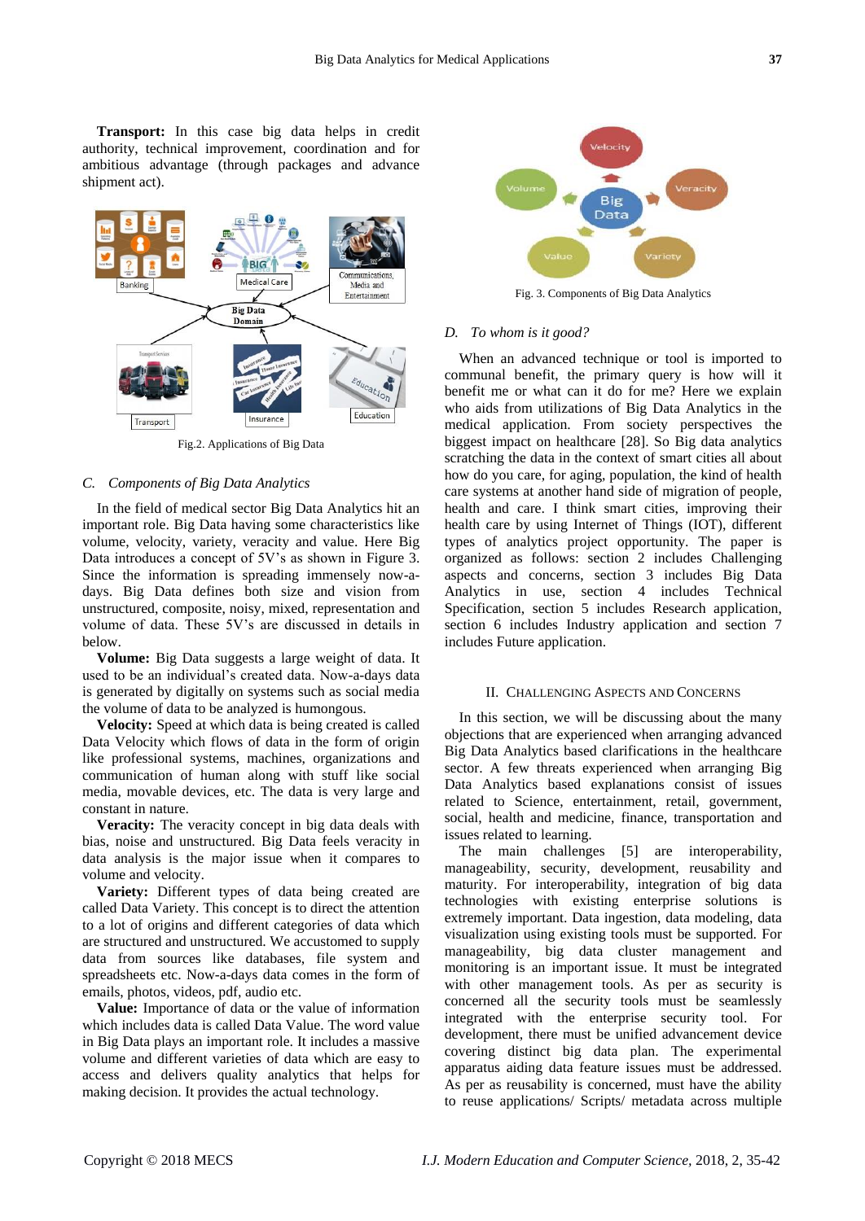**Transport:** In this case big data helps in credit authority, technical improvement, coordination and for ambitious advantage (through packages and advance shipment act).

Fig.2. Applications of Big Data

### C. Components of Big Data Analytics

In the field of medical sector Big Data Analytics hit an important role. Big Data having some characteristics like volume, velocity, variety, veracity and value. Here Big Data introduces a concept of 5V's as shown in Figure 3. Since the information is spreading immensely now-a-days. Big Data defines both size and vision from unstructured, composite, noisy, mixed, representation and volume of data. These 5V's are discussed in details in below.

**Volume:** Big Data suggests a large weight of data. It used to be an individual's created data. Now-a-days data is generated by digitally on systems such as social media the volume of data to be analyzed is humongous.

**Velocity:** Speed at which data is being created is called Data Velocity which flows of data in the form of origin like professional systems, machines, organizations and communication of human along with stuff like social media, movable devices, etc. The data is very large and constant in nature.

**Veracity:** The veracity concept in big data deals with bias, noise and unstructured. Big Data feels veracity in data analysis is the major issue when it compares to volume and velocity.

**Variety:** Different types of data being created are called Data Variety. This concept is to direct the attention to a lot of origins and different categories of data which are structured and unstructured. We accustomed to supply data from sources like databases, file system and spreadsheets etc. Now-a-days data comes in the form of emails, photos, videos, pdf, audio etc.

**Value:** Importance of data or the value of information which includes data is called Data Value. The word value in Big Data plays an important role. It includes a massive volume and different varieties of data which are easy to access and delivers quality analytics that helps for making decision. It provides the actual technology.

Fig. 3. Components of Big Data Analytics

### D. To whom is it good?

When an advanced technique or tool is imported to communal benefit, the primary query is how will it benefit me or what can it do for me? Here we explain who aids from utilizations of Big Data Analytics in the medical application. From society perspectives the biggest impact on healthcare [28]. So Big data analytics scratching the data in the context of smart cities all about how do you care, for aging, population, the kind of health care systems at another hand side of migration of people, health and care. I think smart cities, improving their health care by using Internet of Things (IOT), different types of analytics project opportunity. The paper is organized as follows: section 2 includes Challenging aspects and concerns, section 3 includes Big Data Analytics in use, section 4 includes Technical Specification, section 5 includes Research application, section 6 includes Industry application and section 7 includes Future application.

## II. Challenging Aspects and Concerns

In this section, we will be discussing about the many objections that are experienced when arranging advanced Big Data Analytics based clarifications in the healthcare sector. A few threats experienced when arranging Big Data Analytics based explanations consist of issues related to Science, entertainment, retail, government, social, health and medicine, finance, transportation and issues related to learning.

The main challenges [5] are interoperability, manageability, security, development, reusability and maturity. For interoperability, integration of big data technologies with existing enterprise solutions is extremely important. Data ingestion, data modeling, data visualization using existing tools must be supported. For manageability, big data cluster management and monitoring is an important issue. It must be integrated with other management tools. As per as security is concerned all the security tools must be seamlessly integrated with the enterprise security tool. For development, there must be unified advancement device covering distinct big data plan. The experimental apparatus aiding data feature issues must be addressed. As per as reusability is concerned, must have the ability to reuse applications/ Scripts/ metadata across multiple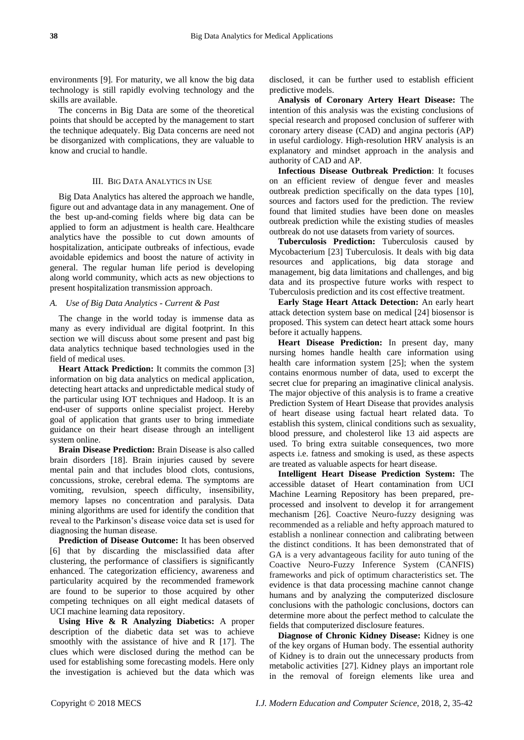environments [9]. For maturity, we all know the big data technology is still rapidly evolving technology and the skills are available.

The concerns in Big Data are some of the theoretical points that should be accepted by the management to start the technique adequately. Big Data concerns are need not be disorganized with complications, they are valuable to know and crucial to handle.

## III. Big Data Analytics in Use

Big Data Analytics has altered the approach we handle, figure out and advantage data in any management. One of the best up-and-coming fields where big data can be applied to form an adjustment is health care. Healthcare analytics have the possible to cut down amounts of hospitalization, anticipate outbreaks of infectious, evade avoidable epidemics and boost the nature of activity in general. The regular human life period is developing along world community, which acts as new objections to present hospitalization transmission approach.

### *A. Use of Big Data Analytics - Current & Past*

The change in the world today is immense data as many as every individual are digital footprint. In this section we will discuss about some present and past big data analytics technique based technologies used in the field of medical uses.

**Heart Attack Prediction:** It commits the common [3] information on big data analytics on medical application, detecting heart attacks and unpredictable medical study of the particular using IOT techniques and Hadoop. It is an end-user of supports online specialist project. Hereby goal of application that grants user to bring immediate guidance on their heart disease through an intelligent system online.

**Brain Disease Prediction:** Brain Disease is also called brain disorders [18]. Brain injuries caused by severe mental pain and that includes blood clots, contusions, concussions, stroke, cerebral edema. The symptoms are vomiting, revulsion, speech difficulty, insensibility, memory lapses no concentration and paralysis. Data mining algorithms are used for identify the condition that reveal to the Parkinson's disease voice data set is used for diagnosing the human disease.

**Prediction of Disease Outcome:** It has been observed [6] that by discarding the misclassified data after clustering, the performance of classifiers is significantly enhanced. The categorization efficiency, awareness and particularity acquired by the recommended framework are found to be superior to those acquired by other competing techniques on all eight medical datasets of UCI machine learning data repository.

**Using Hive & R Analyzing Diabetics:** A proper description of the diabetic data set was to achieve smoothly with the assistance of hive and R [17]. The clues which were disclosed during the method can be used for establishing some forecasting models. Here only the investigation is achieved but the data which was disclosed, it can be further used to establish efficient predictive models.

**Analysis of Coronary Artery Heart Disease:** The intention of this analysis was the existing conclusions of special research and proposed conclusion of sufferer with coronary artery disease (CAD) and angina pectoris (AP) in useful cardiology. High-resolution HRV analysis is an explanatory and mindset approach in the analysis and authority of CAD and AP.

**Infectious Disease Outbreak Prediction**: It focuses on an efficient review of dengue fever and measles outbreak prediction specifically on the data types [10], sources and factors used for the prediction. The review found that limited studies have been done on measles outbreak prediction while the existing studies of measles outbreak do not use datasets from variety of sources.

**Tuberculosis Prediction:** Tuberculosis caused by Mycobacterium [23] Tuberculosis. It deals with big data resources and applications, big data storage and management, big data limitations and challenges, and big data and its prospective future works with respect to Tuberculosis prediction and its cost effective treatment.

**Early Stage Heart Attack Detection:** An early heart attack detection system base on medical [24] biosensor is proposed. This system can detect heart attack some hours before it actually happens.

**Heart Disease Prediction:** In present day, many nursing homes handle health care information using health care information system [25]; when the system contains enormous number of data, used to excerpt the secret clue for preparing an imaginative clinical analysis. The major objective of this analysis is to frame a creative Prediction System of Heart Disease that provides analysis of heart disease using factual heart related data. To establish this system, clinical conditions such as sexuality, blood pressure, and cholesterol like 13 aid aspects are used. To bring extra suitable consequences, two more aspects i.e. fatness and smoking is used, as these aspects are treated as valuable aspects for heart disease.

**Intelligent Heart Disease Prediction System:** The accessible dataset of Heart contamination from UCI Machine Learning Repository has been prepared, pre-processed and insolvent to develop it for arrangement mechanism [26]. Coactive Neuro-fuzzy designing was recommended as a reliable and hefty approach matured to establish a nonlinear connection and calibrating between the distinct conditions. It has been demonstrated that of GA is a very advantageous facility for auto tuning of the Coactive Neuro-Fuzzy Inference System (CANFIS) frameworks and pick of optimum characteristics set. The evidence is that data processing machine cannot change humans and by analyzing the computerized disclosure conclusions with the pathologic conclusions, doctors can determine more about the perfect method to calculate the fields that computerized disclosure features.

**Diagnose of Chronic Kidney Disease:** Kidney is one of the key organs of Human body. The essential authority of Kidney is to drain out the unnecessary products from metabolic activities [27]. Kidney plays an important role in the removal of foreign elements like urea and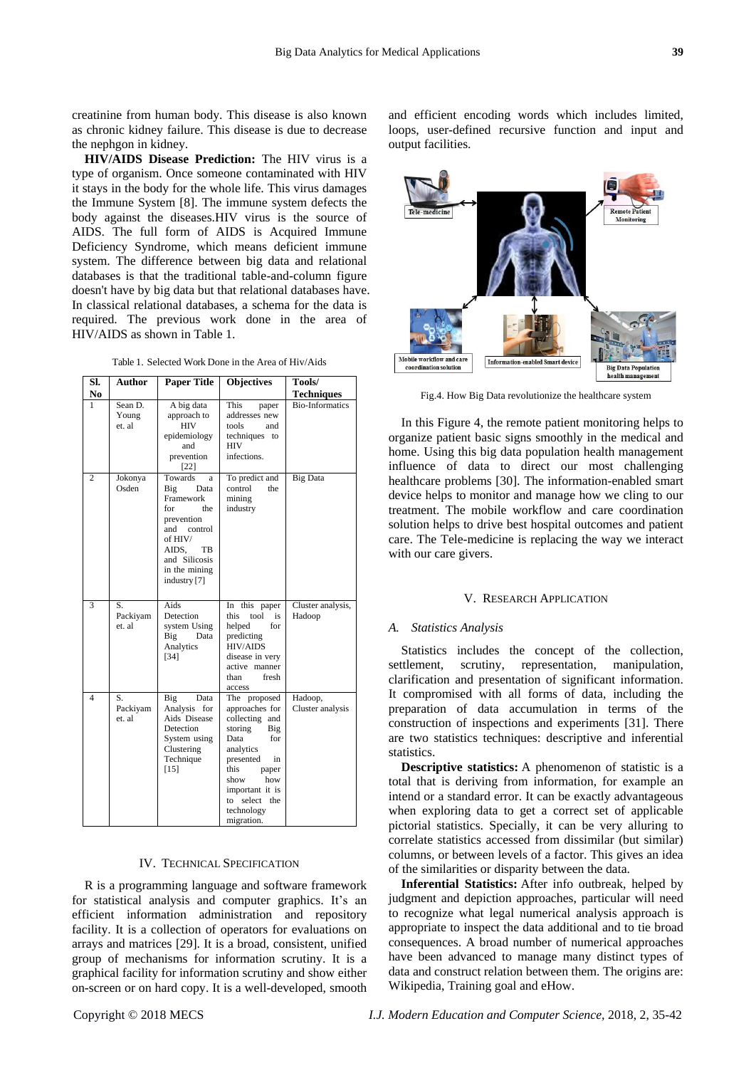creatinine from human body. This disease is also known as chronic kidney failure. This disease is due to decrease the nephgon in kidney.

**HIV/AIDS Disease Prediction:** The HIV virus is a type of organism. Once someone contaminated with HIV it stays in the body for the whole life. This virus damages the Immune System [8]. The immune system defects the body against the diseases.HIV virus is the source of AIDS. The full form of AIDS is Acquired Immune Deficiency Syndrome, which means deficient immune system. The difference between big data and relational databases is that the traditional table-and-column figure doesn't have by big data but that relational databases have. In classical relational databases, a schema for the data is required. The previous work done in the area of HIV/AIDS as shown in Table 1.

Table 1. Selected Work Done in the Area of Hiv/Aids

| Sl. No | Author | Paper Title | Objectives | Tools/ Techniques |
|---|---|---|---|---|
| 1 | Sean D. Young et. al | A big data approach to HIV epidemiology and prevention [22] | This paper addresses new tools and techniques to HIV infections. | Bio-Informatics |
| 2 | Jokonya Osden | Towards a Big Data Framework for the prevention and control of HIV/ AIDS, TB and Silicosis in the mining industry [7] | To predict and control the mining industry | Big Data |
| 3 | S. Packiyam et. al | Aids Detection system Using Big Data Analytics [34] | In this paper this tool is helped for predicting HIV/AIDS disease in very active manner than fresh access | Cluster analysis, Hadoop |
| 4 | S. Packiyam et. al | Big Data Analysis for Aids Disease Detection System using Clustering Technique [15] | The proposed approaches for collecting and storing Big Data for analytics presented in this paper show how important it is to select the technology migration. | Hadoop, Cluster analysis |

## IV. Technical Specification

R is a programming language and software framework for statistical analysis and computer graphics. It's an efficient information administration and repository facility. It is a collection of operators for evaluations on arrays and matrices [29]. It is a broad, consistent, unified group of mechanisms for information scrutiny. It is a graphical facility for information scrutiny and show either on-screen or on hard copy. It is a well-developed, smooth and efficient encoding words which includes limited, loops, user-defined recursive function and input and output facilities.

Fig.4. How Big Data revolutionize the healthcare system

In this Figure 4, the remote patient monitoring helps to organize patient basic signs smoothly in the medical and home. Using this big data population health management influence of data to direct our most challenging healthcare problems [30]. The information-enabled smart device helps to monitor and manage how we cling to our treatment. The mobile workflow and care coordination solution helps to drive best hospital outcomes and patient care. The Tele-medicine is replacing the way we interact with our care givers.

## V. Research Application

### *A. Statistics Analysis*

Statistics includes the concept of the collection, settlement, scrutiny, representation, manipulation, clarification and presentation of significant information. It compromised with all forms of data, including the preparation of data accumulation in terms of the construction of inspections and experiments [31]. There are two statistics techniques: descriptive and inferential statistics.

**Descriptive statistics:** A phenomenon of statistic is a total that is deriving from information, for example an intend or a standard error. It can be exactly advantageous when exploring data to get a correct set of applicable pictorial statistics. Specially, it can be very alluring to correlate statistics accessed from dissimilar (but similar) columns, or between levels of a factor. This gives an idea of the similarities or disparity between the data.

**Inferential Statistics:** After info outbreak, helped by judgment and depiction approaches, particular will need to recognize what legal numerical analysis approach is appropriate to inspect the data additional and to tie broad consequences. A broad number of numerical approaches have been advanced to manage many distinct types of data and construct relation between them. The origins are: Wikipedia, Training goal and eHow.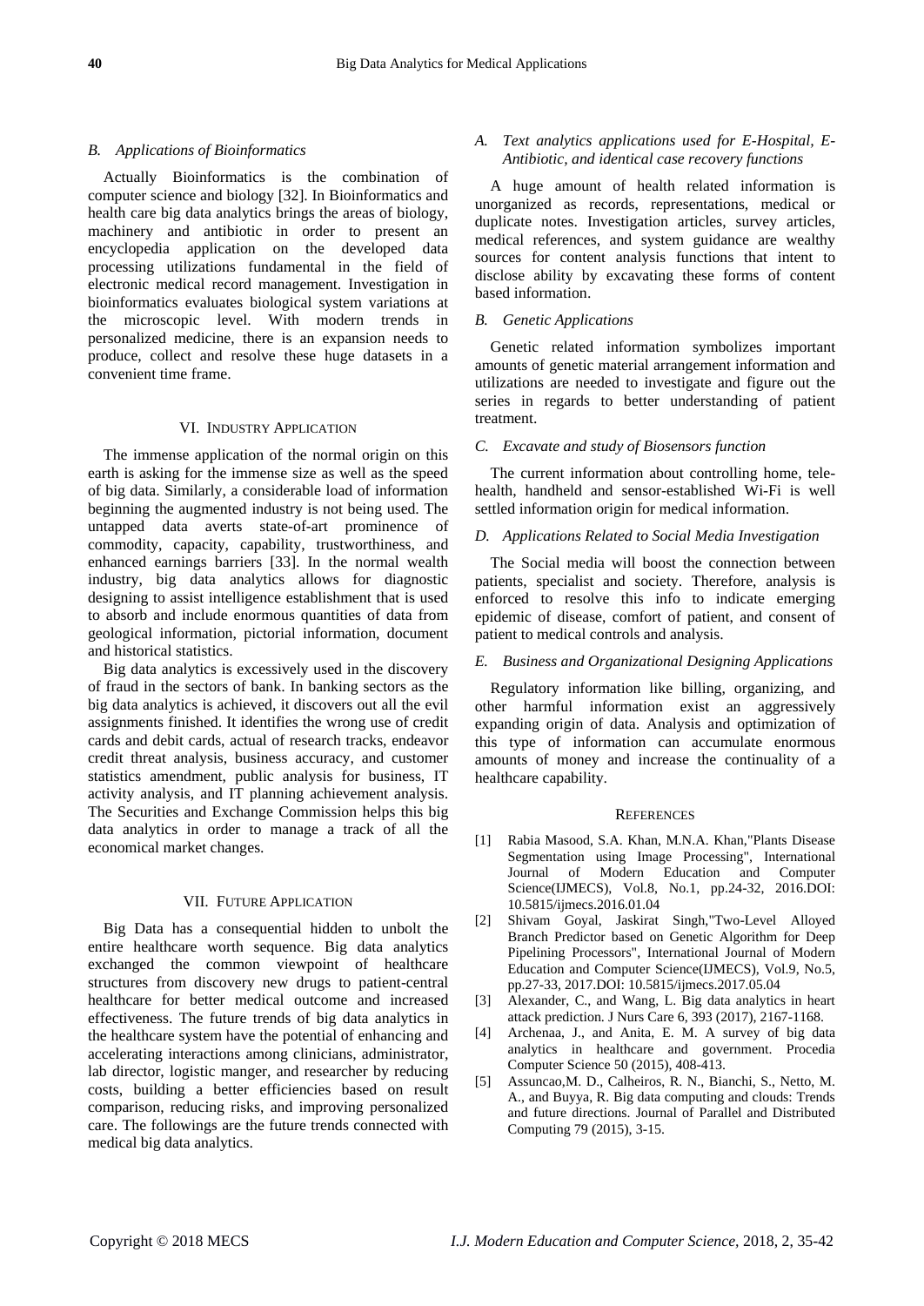### B. Applications of Bioinformatics

Actually Bioinformatics is the combination of computer science and biology [32]. In Bioinformatics and health care big data analytics brings the areas of biology, machinery and antibiotic in order to present an encyclopedia application on the developed data processing utilizations fundamental in the field of electronic medical record management. Investigation in bioinformatics evaluates biological system variations at the microscopic level. With modern trends in personalized medicine, there is an expansion needs to produce, collect and resolve these huge datasets in a convenient time frame.

## VI. Industry Application

The immense application of the normal origin on this earth is asking for the immense size as well as the speed of big data. Similarly, a considerable load of information beginning the augmented industry is not being used. The untapped data averts state-of-art prominence of commodity, capacity, capability, trustworthiness, and enhanced earnings barriers [33]. In the normal wealth industry, big data analytics allows for diagnostic designing to assist intelligence establishment that is used to absorb and include enormous quantities of data from geological information, pictorial information, document and historical statistics.

Big data analytics is excessively used in the discovery of fraud in the sectors of bank. In banking sectors as the big data analytics is achieved, it discovers out all the evil assignments finished. It identifies the wrong use of credit cards and debit cards, actual of research tracks, endeavor credit threat analysis, business accuracy, and customer statistics amendment, public analysis for business, IT activity analysis, and IT planning achievement analysis. The Securities and Exchange Commission helps this big data analytics in order to manage a track of all the economical market changes.

## VII. Future Application

Big Data has a consequential hidden to unbolt the entire healthcare worth sequence. Big data analytics exchanged the common viewpoint of healthcare structures from discovery new drugs to patient-central healthcare for better medical outcome and increased effectiveness. The future trends of big data analytics in the healthcare system have the potential of enhancing and accelerating interactions among clinicians, administrator, lab director, logistic manger, and researcher by reducing costs, building a better efficiencies based on result comparison, reducing risks, and improving personalized care. The followings are the future trends connected with medical big data analytics.

### A. Text analytics applications used for E-Hospital, E-Antibiotic, and identical case recovery functions

A huge amount of health related information is unorganized as records, representations, medical or duplicate notes. Investigation articles, survey articles, medical references, and system guidance are wealthy sources for content analysis functions that intent to disclose ability by excavating these forms of content based information.

### B. Genetic Applications

Genetic related information symbolizes important amounts of genetic material arrangement information and utilizations are needed to investigate and figure out the series in regards to better understanding of patient treatment.

### C. Excavate and study of Biosensors function

The current information about controlling home, tele-health, handheld and sensor-established Wi-Fi is well settled information origin for medical information.

### D. Applications Related to Social Media Investigation

The Social media will boost the connection between patients, specialist and society. Therefore, analysis is enforced to resolve this info to indicate emerging epidemic of disease, comfort of patient, and consent of patient to medical controls and analysis.

### E. Business and Organizational Designing Applications

Regulatory information like billing, organizing, and other harmful information exist an aggressively expanding origin of data. Analysis and optimization of this type of information can accumulate enormous amounts of money and increase the continuality of a healthcare capability.

## References

[1] Rabia Masood, S.A. Khan, M.N.A. Khan,"Plants Disease Segmentation using Image Processing", International Journal of Modern Education and Computer Science(IJMECS), Vol.8, No.1, pp.24-32, 2016.DOI: 10.5815/ijmecs.2016.01.04

[2] Shivam Goyal, Jaskirat Singh,"Two-Level Alloyed Branch Predictor based on Genetic Algorithm for Deep Pipelining Processors", International Journal of Modern Education and Computer Science(IJMECS), Vol.9, No.5, pp.27-33, 2017.DOI: 10.5815/ijmecs.2017.05.04

[3] Alexander, C., and Wang, L. Big data analytics in heart attack prediction. J Nurs Care 6, 393 (2017), 2167-1168.

[4] Archenaa, J., and Anita, E. M. A survey of big data analytics in healthcare and government. Procedia Computer Science 50 (2015), 408-413.

[5] Assuncao,M. D., Calheiros, R. N., Bianchi, S., Netto, M. A., and Buyya, R. Big data computing and clouds: Trends and future directions. Journal of Parallel and Distributed Computing 79 (2015), 3-15.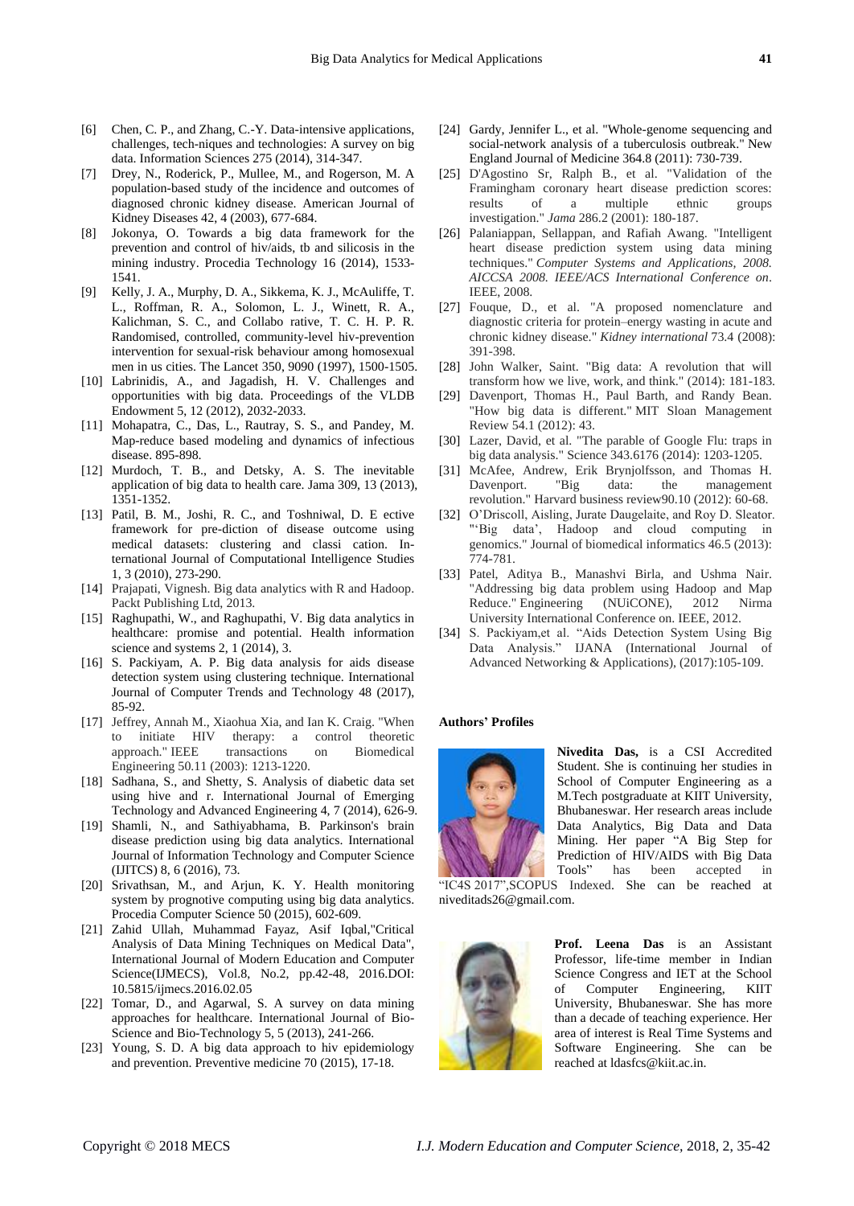[6] Chen, C. P., and Zhang, C.-Y. Data-intensive applications, challenges, tech-niques and technologies: A survey on big data. Information Sciences 275 (2014), 314-347.

[7] Drey, N., Roderick, P., Mullee, M., and Rogerson, M. A population-based study of the incidence and outcomes of diagnosed chronic kidney disease. American Journal of Kidney Diseases 42, 4 (2003), 677-684.

[8] Jokonya, O. Towards a big data framework for the prevention and control of hiv/aids, tb and silicosis in the mining industry. Procedia Technology 16 (2014), 1533-1541.

[9] Kelly, J. A., Murphy, D. A., Sikkema, K. J., McAuliffe, T. L., Roffman, R. A., Solomon, L. J., Winett, R. A., Kalichman, S. C., and Collabo rative, T. C. H. P. R. Randomised, controlled, community-level hiv-prevention intervention for sexual-risk behaviour among homosexual men in us cities. The Lancet 350, 9090 (1997), 1500-1505.

[10] Labrinidis, A., and Jagadish, H. V. Challenges and opportunities with big data. Proceedings of the VLDB Endowment 5, 12 (2012), 2032-2033.

[11] Mohapatra, C., Das, L., Rautray, S. S., and Pandey, M. Map-reduce based modeling and dynamics of infectious disease. 895-898.

[12] Murdoch, T. B., and Detsky, A. S. The inevitable application of big data to health care. Jama 309, 13 (2013), 1351-1352.

[13] Patil, B. M., Joshi, R. C., and Toshniwal, D. E ective framework for pre-diction of disease outcome using medical datasets: clustering and classi cation. In-ternational Journal of Computational Intelligence Studies 1, 3 (2010), 273-290.

[14] Prajapati, Vignesh. Big data analytics with R and Hadoop. Packt Publishing Ltd, 2013.

[15] Raghupathi, W., and Raghupathi, V. Big data analytics in healthcare: promise and potential. Health information science and systems 2, 1 (2014), 3.

[16] S. Packiyam, A. P. Big data analysis for aids disease detection system using clustering technique. International Journal of Computer Trends and Technology 48 (2017), 85-92.

[17] Jeffrey, Annah M., Xiaohua Xia, and Ian K. Craig. "When to initiate HIV therapy: a control theoretic approach." IEEE transactions on Biomedical Engineering 50.11 (2003): 1213-1220.

[18] Sadhana, S., and Shetty, S. Analysis of diabetic data set using hive and r. International Journal of Emerging Technology and Advanced Engineering 4, 7 (2014), 626-9.

[19] Shamli, N., and Sathiyabhama, B. Parkinson's brain disease prediction using big data analytics. International Journal of Information Technology and Computer Science (IJITCS) 8, 6 (2016), 73.

[20] Srivathsan, M., and Arjun, K. Y. Health monitoring system by prognotive computing using big data analytics. Procedia Computer Science 50 (2015), 602-609.

[21] Zahid Ullah, Muhammad Fayaz, Asif Iqbal,"Critical Analysis of Data Mining Techniques on Medical Data", International Journal of Modern Education and Computer Science(IJMECS), Vol.8, No.2, pp.42-48, 2016.DOI: 10.5815/ijmecs.2016.02.05

[22] Tomar, D., and Agarwal, S. A survey on data mining approaches for healthcare. International Journal of Bio-Science and Bio-Technology 5, 5 (2013), 241-266.

[23] Young, S. D. A big data approach to hiv epidemiology and prevention. Preventive medicine 70 (2015), 17-18.

[24] Gardy, Jennifer L., et al. "Whole-genome sequencing and social-network analysis of a tuberculosis outbreak." New England Journal of Medicine 364.8 (2011): 730-739.

[25] D'Agostino Sr, Ralph B., et al. "Validation of the Framingham coronary heart disease prediction scores: results of a multiple ethnic groups investigation." *Jama* 286.2 (2001): 180-187.

[26] Palaniappan, Sellappan, and Rafiah Awang. "Intelligent heart disease prediction system using data mining techniques." *Computer Systems and Applications, 2008. AICCSA 2008. IEEE/ACS International Conference on*. IEEE, 2008.

[27] Fouque, D., et al. "A proposed nomenclature and diagnostic criteria for protein–energy wasting in acute and chronic kidney disease." *Kidney international* 73.4 (2008): 391-398.

[28] John Walker, Saint. "Big data: A revolution that will transform how we live, work, and think." (2014): 181-183.

[29] Davenport, Thomas H., Paul Barth, and Randy Bean. "How big data is different." MIT Sloan Management Review 54.1 (2012): 43.

[30] Lazer, David, et al. "The parable of Google Flu: traps in big data analysis." Science 343.6176 (2014): 1203-1205.

[31] McAfee, Andrew, Erik Brynjolfsson, and Thomas H. Davenport. "Big data: the management revolution." Harvard business review90.10 (2012): 60-68.

[32] O'Driscoll, Aisling, Jurate Daugelaite, and Roy D. Sleator. "'Big data', Hadoop and cloud computing in genomics." Journal of biomedical informatics 46.5 (2013): 774-781.

[33] Patel, Aditya B., Manashvi Birla, and Ushma Nair. "Addressing big data problem using Hadoop and Map Reduce." Engineering (NUiCONE), 2012 Nirma University International Conference on. IEEE, 2012.

[34] S. Packiyam,et al. "Aids Detection System Using Big Data Analysis." IJANA (International Journal of Advanced Networking & Applications), (2017):105-109.

### Authors' Profiles

**Nivedita Das,** is a CSI Accredited Student. She is continuing her studies in School of Computer Engineering as a M.Tech postgraduate at KIIT University, Bhubaneswar. Her research areas include Data Analytics, Big Data and Data Mining. Her paper "A Big Step for Prediction of HIV/AIDS with Big Data Tools" has been accepted in "IC4S 2017",SCOPUS Indexed. She can be reached at niveditads26@gmail.com.

**Prof. Leena Das** is an Assistant Professor, life-time member in Indian Science Congress and IET at the School of Computer Engineering, KIIT University, Bhubaneswar. She has more than a decade of teaching experience. Her area of interest is Real Time Systems and Software Engineering. She can be reached at ldasfcs@kiit.ac.in.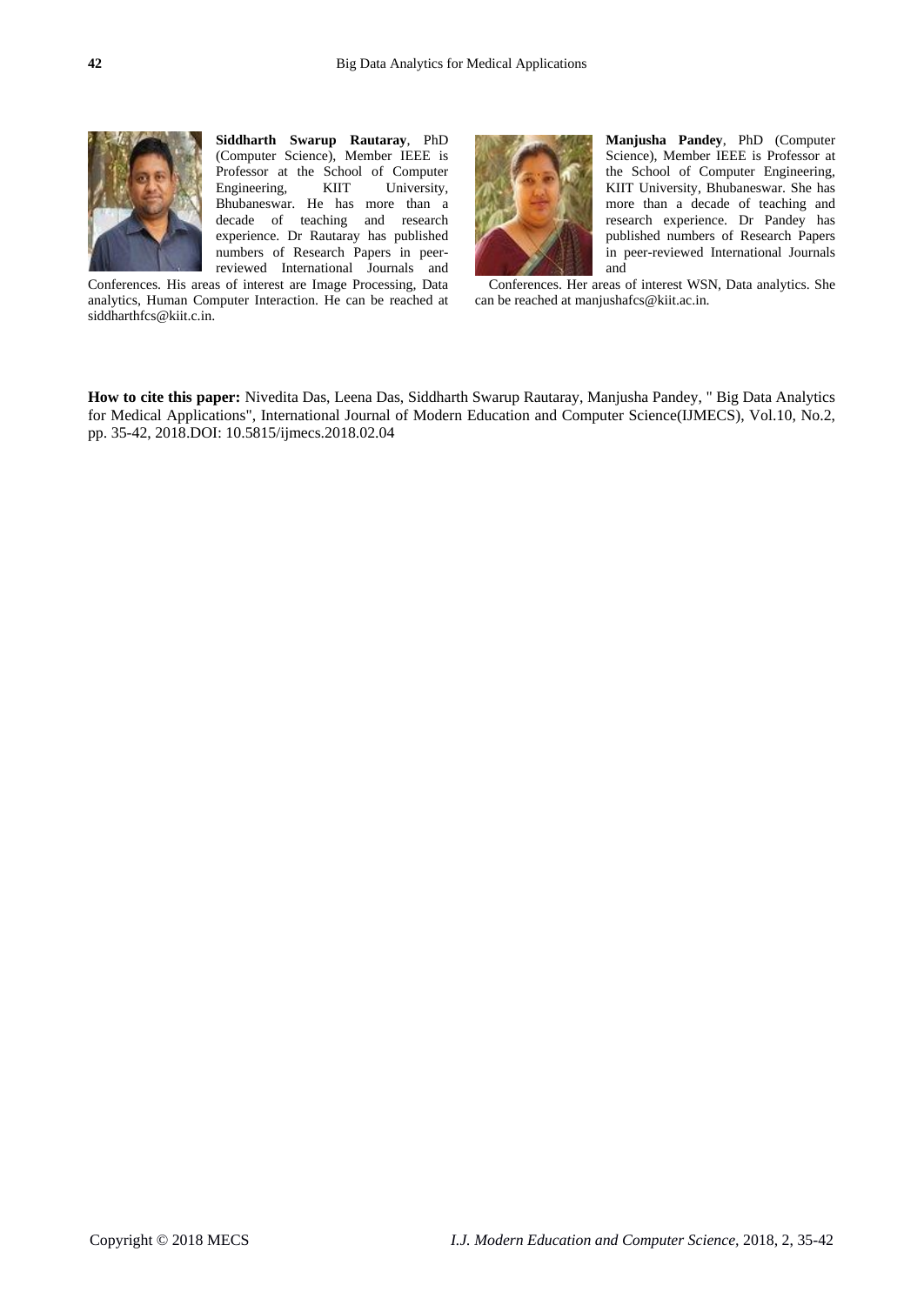**Siddharth Swarup Rautaray**, PhD (Computer Science), Member IEEE is Professor at the School of Computer Engineering, KIIT University, Bhubaneswar. He has more than a decade of teaching and research experience. Dr Rautaray has published numbers of Research Papers in peer-reviewed International Journals and Conferences. His areas of interest are Image Processing, Data analytics, Human Computer Interaction. He can be reached at siddharthfcs@kiit.c.in.

**Manjusha Pandey**, PhD (Computer Science), Member IEEE is Professor at the School of Computer Engineering, KIIT University, Bhubaneswar. She has more than a decade of teaching and research experience. Dr Pandey has published numbers of Research Papers in peer-reviewed International Journals and Conferences. Her areas of interest WSN, Data analytics. She can be reached at manjushafcs@kiit.ac.in.

**How to cite this paper:** Nivedita Das, Leena Das, Siddharth Swarup Rautaray, Manjusha Pandey, " Big Data Analytics for Medical Applications", International Journal of Modern Education and Computer Science(IJMECS), Vol.10, No.2, pp. 35-42, 2018.DOI: 10.5815/ijmecs.2018.02.04